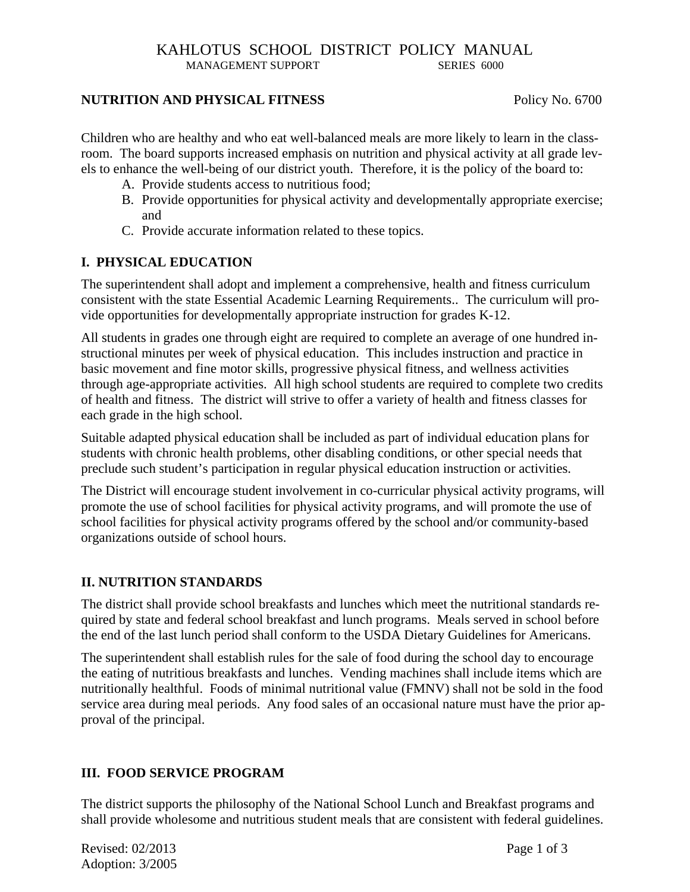# KAHLOTUS SCHOOL DISTRICT POLICY MANUAL

MANAGEMENT SUPPORT SERIES 6000

**NUTRITION AND PHYSICAL FITNESS** Policy No. 6700

Children who are healthy and who eat well-balanced meals are more likely to learn in the classroom. The board supports increased emphasis on nutrition and physical activity at all grade levels to enhance the well-being of our district youth. Therefore, it is the policy of the board to:

A. Provide students access to nutritious food;
B. Provide opportunities for physical activity and developmentally appropriate exercise; and
C. Provide accurate information related to these topics.

## I. PHYSICAL EDUCATION

The superintendent shall adopt and implement a comprehensive, health and fitness curriculum consistent with the state Essential Academic Learning Requirements.. The curriculum will provide opportunities for developmentally appropriate instruction for grades K-12.

All students in grades one through eight are required to complete an average of one hundred instructional minutes per week of physical education. This includes instruction and practice in basic movement and fine motor skills, progressive physical fitness, and wellness activities through age-appropriate activities. All high school students are required to complete two credits of health and fitness. The district will strive to offer a variety of health and fitness classes for each grade in the high school.

Suitable adapted physical education shall be included as part of individual education plans for students with chronic health problems, other disabling conditions, or other special needs that preclude such student's participation in regular physical education instruction or activities.

The District will encourage student involvement in co-curricular physical activity programs, will promote the use of school facilities for physical activity programs, and will promote the use of school facilities for physical activity programs offered by the school and/or community-based organizations outside of school hours.

## II. NUTRITION STANDARDS

The district shall provide school breakfasts and lunches which meet the nutritional standards required by state and federal school breakfast and lunch programs. Meals served in school before the end of the last lunch period shall conform to the USDA Dietary Guidelines for Americans.

The superintendent shall establish rules for the sale of food during the school day to encourage the eating of nutritious breakfasts and lunches. Vending machines shall include items which are nutritionally healthful. Foods of minimal nutritional value (FMNV) shall not be sold in the food service area during meal periods. Any food sales of an occasional nature must have the prior approval of the principal.

## III. FOOD SERVICE PROGRAM

The district supports the philosophy of the National School Lunch and Breakfast programs and shall provide wholesome and nutritious student meals that are consistent with federal guidelines.

Revised: 02/2013
Adoption: 3/2005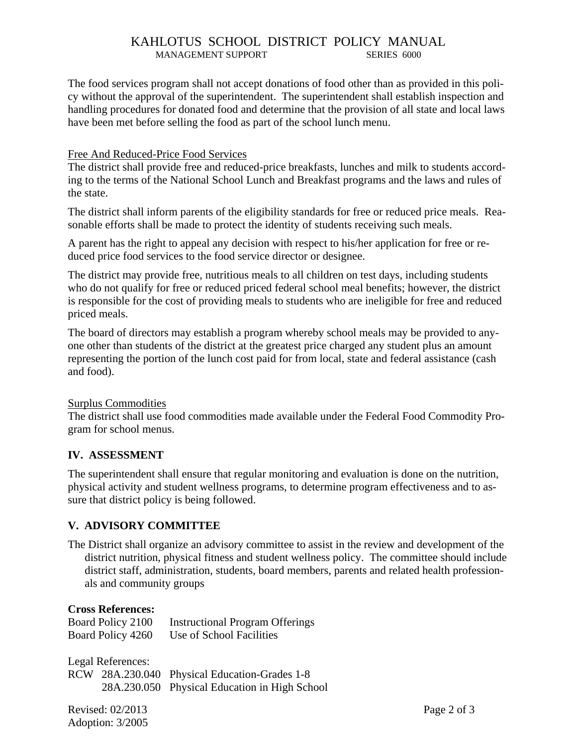The food services program shall not accept donations of food other than as provided in this policy without the approval of the superintendent. The superintendent shall establish inspection and handling procedures for donated food and determine that the provision of all state and local laws have been met before selling the food as part of the school lunch menu.

Free And Reduced-Price Food Services

The district shall provide free and reduced-price breakfasts, lunches and milk to students according to the terms of the National School Lunch and Breakfast programs and the laws and rules of the state.

The district shall inform parents of the eligibility standards for free or reduced price meals. Reasonable efforts shall be made to protect the identity of students receiving such meals.

A parent has the right to appeal any decision with respect to his/her application for free or reduced price food services to the food service director or designee.

The district may provide free, nutritious meals to all children on test days, including students who do not qualify for free or reduced priced federal school meal benefits; however, the district is responsible for the cost of providing meals to students who are ineligible for free and reduced priced meals.

The board of directors may establish a program whereby school meals may be provided to anyone other than students of the district at the greatest price charged any student plus an amount representing the portion of the lunch cost paid for from local, state and federal assistance (cash and food).

Surplus Commodities

The district shall use food commodities made available under the Federal Food Commodity Program for school menus.

## IV. ASSESSMENT

The superintendent shall ensure that regular monitoring and evaluation is done on the nutrition, physical activity and student wellness programs, to determine program effectiveness and to assure that district policy is being followed.

## V. ADVISORY COMMITTEE

The District shall organize an advisory committee to assist in the review and development of the district nutrition, physical fitness and student wellness policy. The committee should include district staff, administration, students, board members, parents and related health professionals and community groups

**Cross References:**

Board Policy 2100 Instructional Program Offerings
Board Policy 4260 Use of School Facilities

Legal References:

RCW 28A.230.040 Physical Education-Grades 1-8
28A.230.050 Physical Education in High School

Revised: 02/2013
Adoption: 3/2005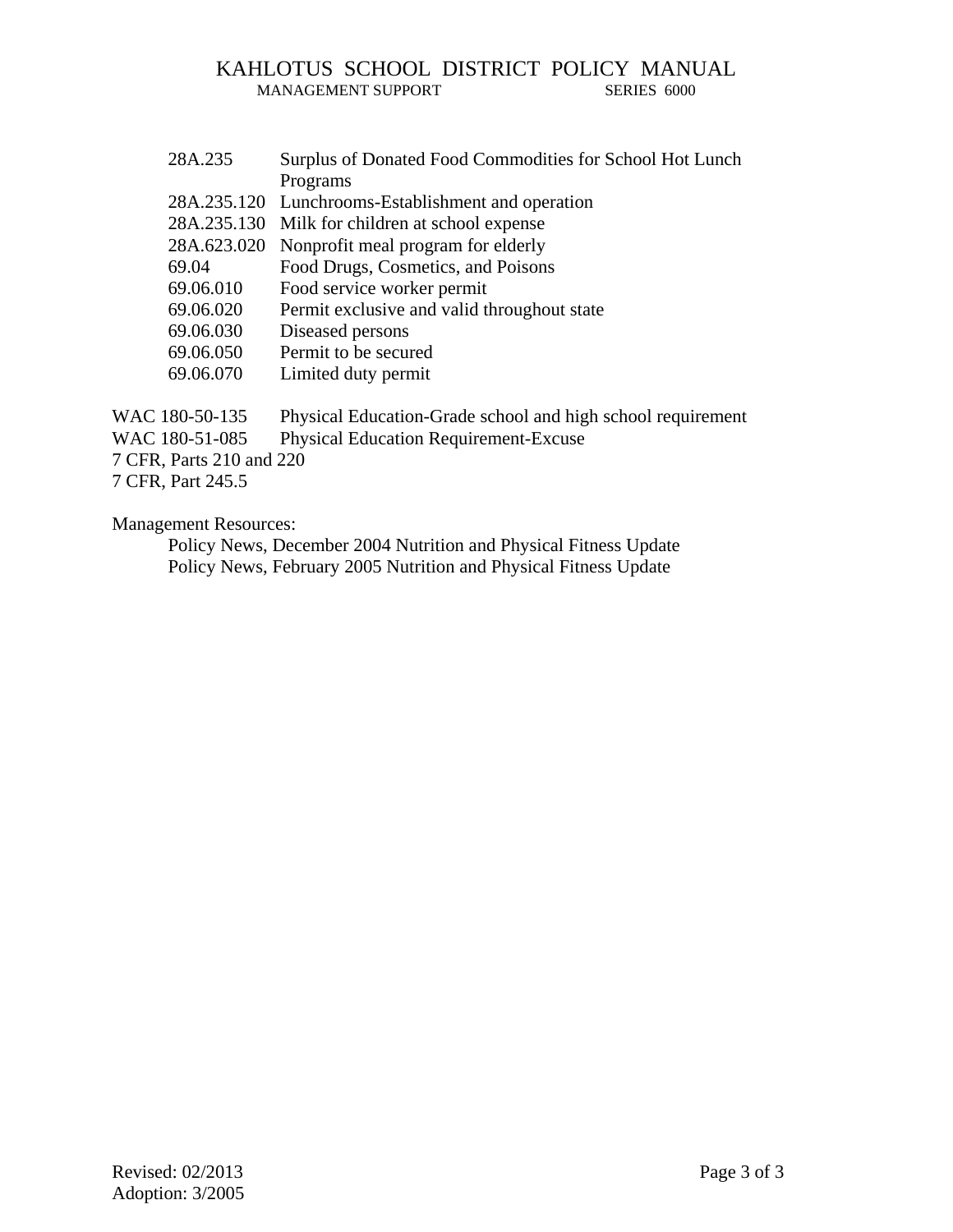| | |
|---|---|
| 28A.235 | Surplus of Donated Food Commodities for School Hot Lunch Programs |
| 28A.235.120 | Lunchrooms-Establishment and operation |
| 28A.235.130 | Milk for children at school expense |
| 28A.623.020 | Nonprofit meal program for elderly |
| 69.04 | Food Drugs, Cosmetics, and Poisons |
| 69.06.010 | Food service worker permit |
| 69.06.020 | Permit exclusive and valid throughout state |
| 69.06.030 | Diseased persons |
| 69.06.050 | Permit to be secured |
| 69.06.070 | Limited duty permit |

WAC 180-50-135 Physical Education-Grade school and high school requirement
WAC 180-51-085 Physical Education Requirement-Excuse
7 CFR, Parts 210 and 220
7 CFR, Part 245.5

Management Resources:

Policy News, December 2004 Nutrition and Physical Fitness Update
Policy News, February 2005 Nutrition and Physical Fitness Update

Revised: 02/2013
Adoption: 3/2005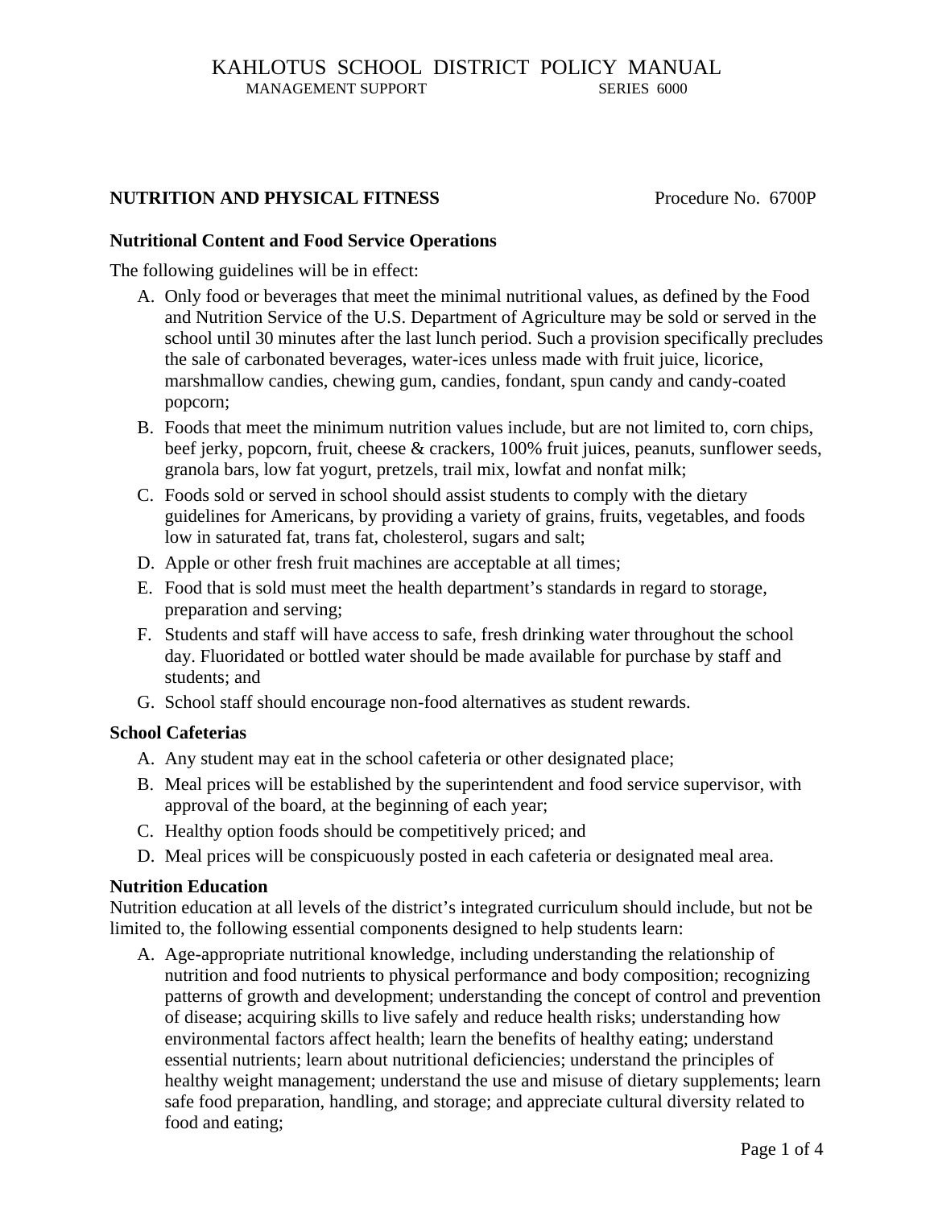# KAHLOTUS SCHOOL DISTRICT POLICY MANUAL

MANAGEMENT SUPPORT SERIES 6000

**NUTRITION AND PHYSICAL FITNESS** Procedure No. 6700P

**Nutritional Content and Food Service Operations**

The following guidelines will be in effect:

A. Only food or beverages that meet the minimal nutritional values, as defined by the Food and Nutrition Service of the U.S. Department of Agriculture may be sold or served in the school until 30 minutes after the last lunch period. Such a provision specifically precludes the sale of carbonated beverages, water-ices unless made with fruit juice, licorice, marshmallow candies, chewing gum, candies, fondant, spun candy and candy-coated popcorn;
B. Foods that meet the minimum nutrition values include, but are not limited to, corn chips, beef jerky, popcorn, fruit, cheese & crackers, 100% fruit juices, peanuts, sunflower seeds, granola bars, low fat yogurt, pretzels, trail mix, lowfat and nonfat milk;
C. Foods sold or served in school should assist students to comply with the dietary guidelines for Americans, by providing a variety of grains, fruits, vegetables, and foods low in saturated fat, trans fat, cholesterol, sugars and salt;
D. Apple or other fresh fruit machines are acceptable at all times;
E. Food that is sold must meet the health department's standards in regard to storage, preparation and serving;
F. Students and staff will have access to safe, fresh drinking water throughout the school day. Fluoridated or bottled water should be made available for purchase by staff and students; and
G. School staff should encourage non-food alternatives as student rewards.

**School Cafeterias**

A. Any student may eat in the school cafeteria or other designated place;
B. Meal prices will be established by the superintendent and food service supervisor, with approval of the board, at the beginning of each year;
C. Healthy option foods should be competitively priced; and
D. Meal prices will be conspicuously posted in each cafeteria or designated meal area.

**Nutrition Education**

Nutrition education at all levels of the district's integrated curriculum should include, but not be limited to, the following essential components designed to help students learn:

A. Age-appropriate nutritional knowledge, including understanding the relationship of nutrition and food nutrients to physical performance and body composition; recognizing patterns of growth and development; understanding the concept of control and prevention of disease; acquiring skills to live safely and reduce health risks; understanding how environmental factors affect health; learn the benefits of healthy eating; understand essential nutrients; learn about nutritional deficiencies; understand the principles of healthy weight management; understand the use and misuse of dietary supplements; learn safe food preparation, handling, and storage; and appreciate cultural diversity related to food and eating;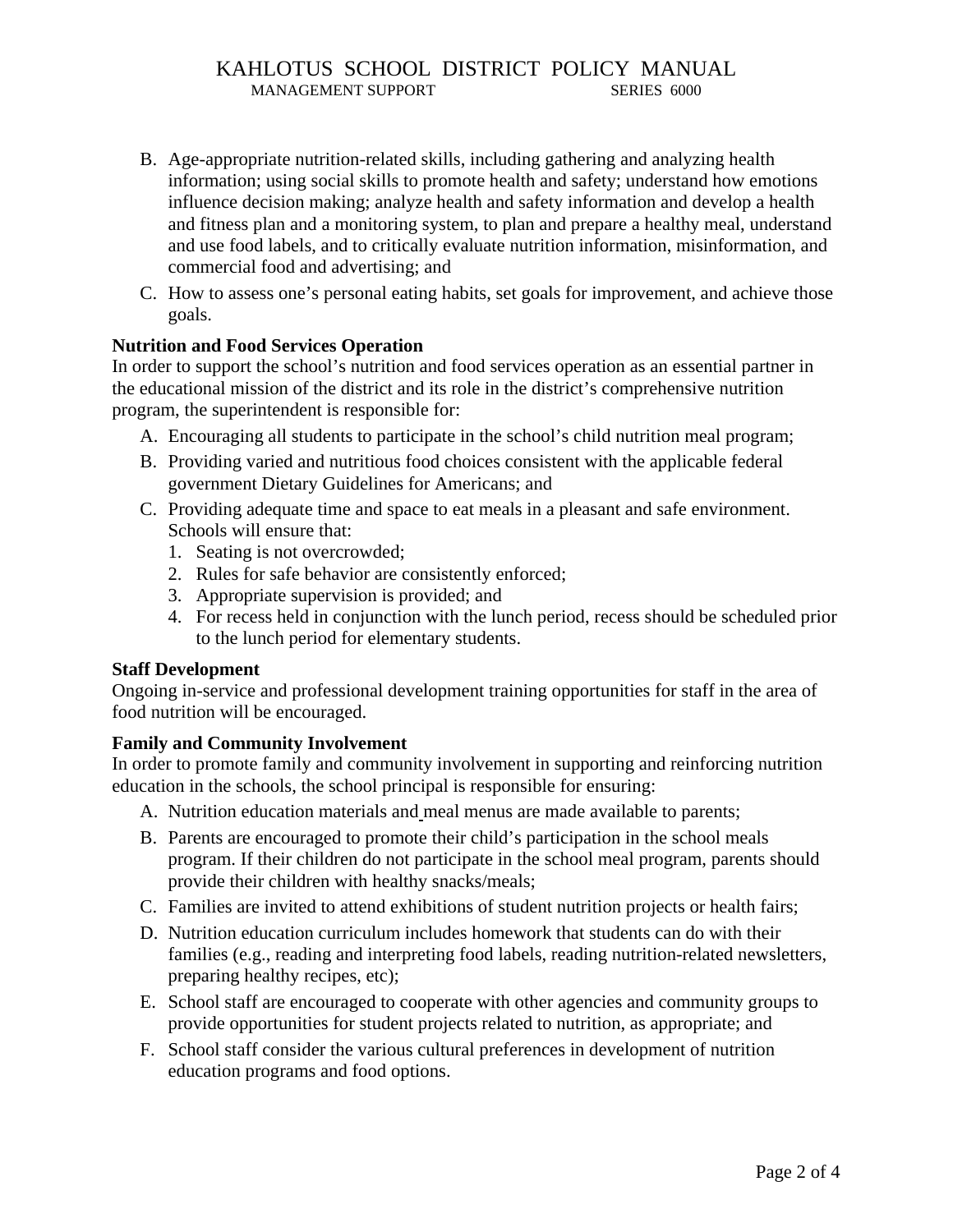B. Age-appropriate nutrition-related skills, including gathering and analyzing health information; using social skills to promote health and safety; understand how emotions influence decision making; analyze health and safety information and develop a health and fitness plan and a monitoring system, to plan and prepare a healthy meal, understand and use food labels, and to critically evaluate nutrition information, misinformation, and commercial food and advertising; and

C. How to assess one's personal eating habits, set goals for improvement, and achieve those goals.

**Nutrition and Food Services Operation**
In order to support the school's nutrition and food services operation as an essential partner in the educational mission of the district and its role in the district's comprehensive nutrition program, the superintendent is responsible for:

A. Encouraging all students to participate in the school's child nutrition meal program;

B. Providing varied and nutritious food choices consistent with the applicable federal government Dietary Guidelines for Americans; and

C. Providing adequate time and space to eat meals in a pleasant and safe environment. Schools will ensure that:
   1. Seating is not overcrowded;
   2. Rules for safe behavior are consistently enforced;
   3. Appropriate supervision is provided; and
   4. For recess held in conjunction with the lunch period, recess should be scheduled prior to the lunch period for elementary students.

**Staff Development**
Ongoing in-service and professional development training opportunities for staff in the area of food nutrition will be encouraged.

**Family and Community Involvement**
In order to promote family and community involvement in supporting and reinforcing nutrition education in the schools, the school principal is responsible for ensuring:

A. Nutrition education materials and meal menus are made available to parents;

B. Parents are encouraged to promote their child's participation in the school meals program. If their children do not participate in the school meal program, parents should provide their children with healthy snacks/meals;

C. Families are invited to attend exhibitions of student nutrition projects or health fairs;

D. Nutrition education curriculum includes homework that students can do with their families (e.g., reading and interpreting food labels, reading nutrition-related newsletters, preparing healthy recipes, etc);

E. School staff are encouraged to cooperate with other agencies and community groups to provide opportunities for student projects related to nutrition, as appropriate; and

F. School staff consider the various cultural preferences in development of nutrition education programs and food options.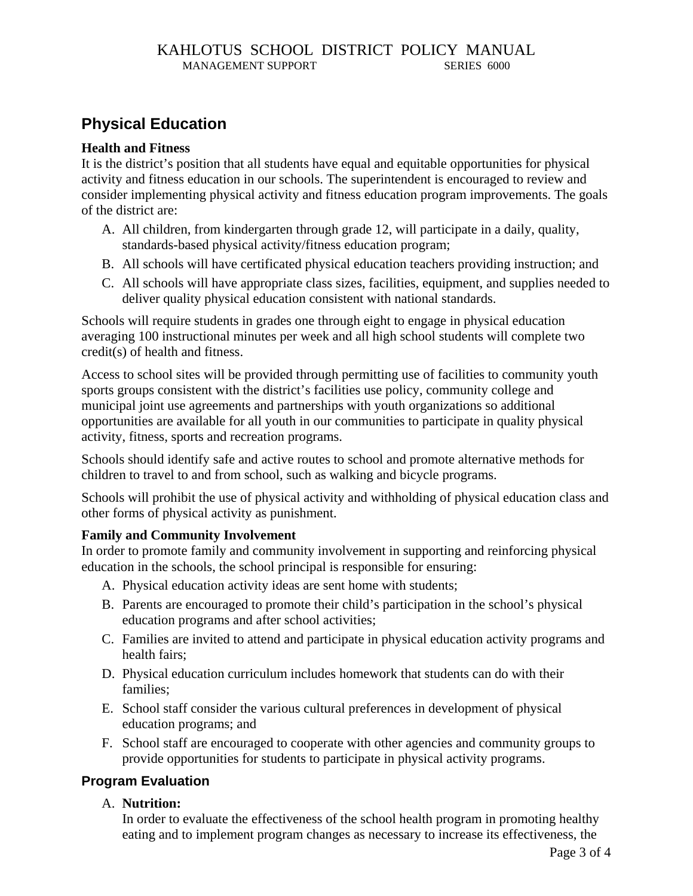## Physical Education

**Health and Fitness**
It is the district's position that all students have equal and equitable opportunities for physical activity and fitness education in our schools. The superintendent is encouraged to review and consider implementing physical activity and fitness education program improvements. The goals of the district are:

A. All children, from kindergarten through grade 12, will participate in a daily, quality, standards-based physical activity/fitness education program;
B. All schools will have certificated physical education teachers providing instruction; and
C. All schools will have appropriate class sizes, facilities, equipment, and supplies needed to deliver quality physical education consistent with national standards.

Schools will require students in grades one through eight to engage in physical education averaging 100 instructional minutes per week and all high school students will complete two credit(s) of health and fitness.

Access to school sites will be provided through permitting use of facilities to community youth sports groups consistent with the district's facilities use policy, community college and municipal joint use agreements and partnerships with youth organizations so additional opportunities are available for all youth in our communities to participate in quality physical activity, fitness, sports and recreation programs.

Schools should identify safe and active routes to school and promote alternative methods for children to travel to and from school, such as walking and bicycle programs.

Schools will prohibit the use of physical activity and withholding of physical education class and other forms of physical activity as punishment.

**Family and Community Involvement**
In order to promote family and community involvement in supporting and reinforcing physical education in the schools, the school principal is responsible for ensuring:

A. Physical education activity ideas are sent home with students;
B. Parents are encouraged to promote their child's participation in the school's physical education programs and after school activities;
C. Families are invited to attend and participate in physical education activity programs and health fairs;
D. Physical education curriculum includes homework that students can do with their families;
E. School staff consider the various cultural preferences in development of physical education programs; and
F. School staff are encouraged to cooperate with other agencies and community groups to provide opportunities for students to participate in physical activity programs.

### Program Evaluation

A. **Nutrition:**
In order to evaluate the effectiveness of the school health program in promoting healthy eating and to implement program changes as necessary to increase its effectiveness, the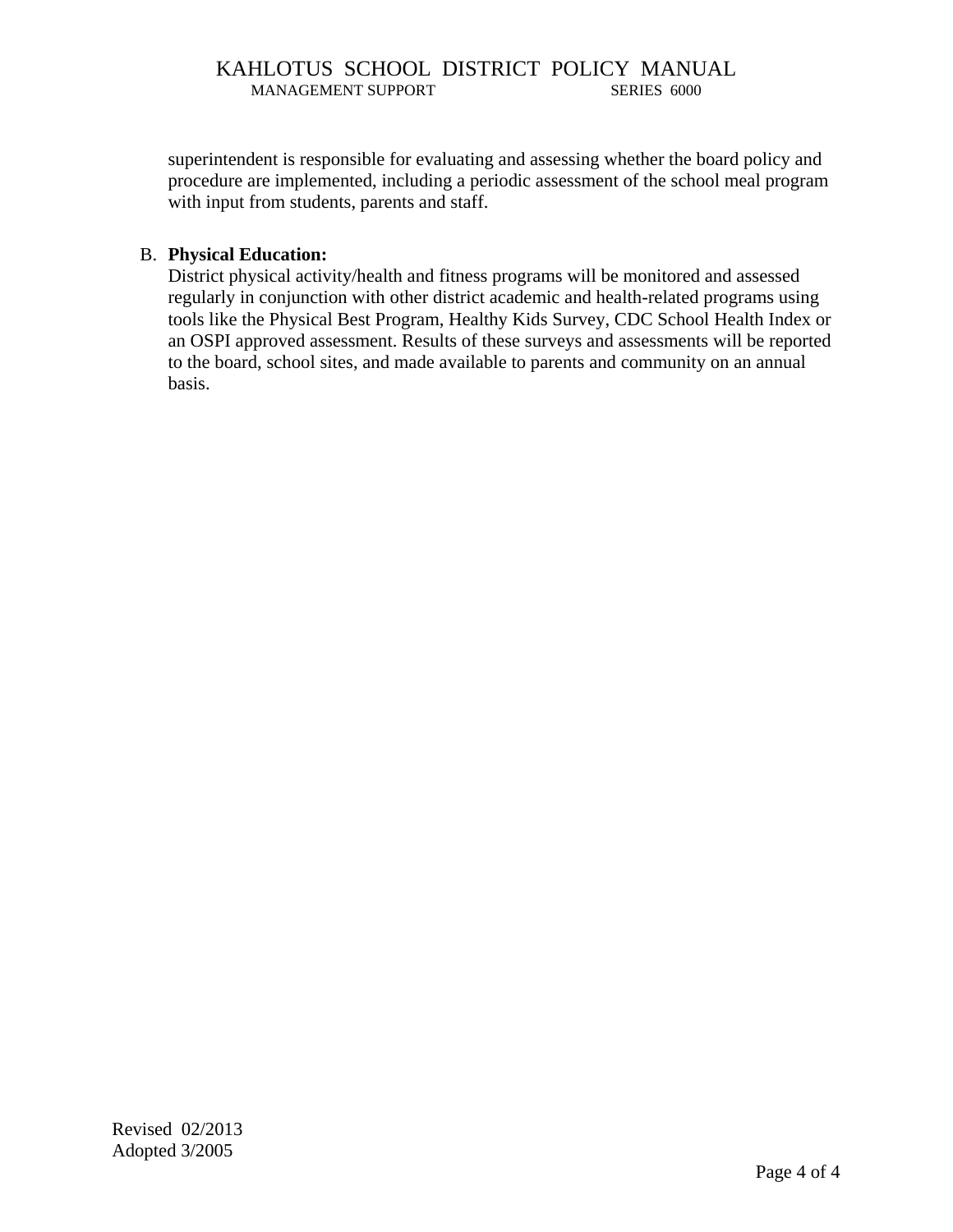superintendent is responsible for evaluating and assessing whether the board policy and procedure are implemented, including a periodic assessment of the school meal program with input from students, parents and staff.

B. **Physical Education:**
District physical activity/health and fitness programs will be monitored and assessed regularly in conjunction with other district academic and health-related programs using tools like the Physical Best Program, Healthy Kids Survey, CDC School Health Index or an OSPI approved assessment. Results of these surveys and assessments will be reported to the board, school sites, and made available to parents and community on an annual basis.

Revised 02/2013
Adopted 3/2005